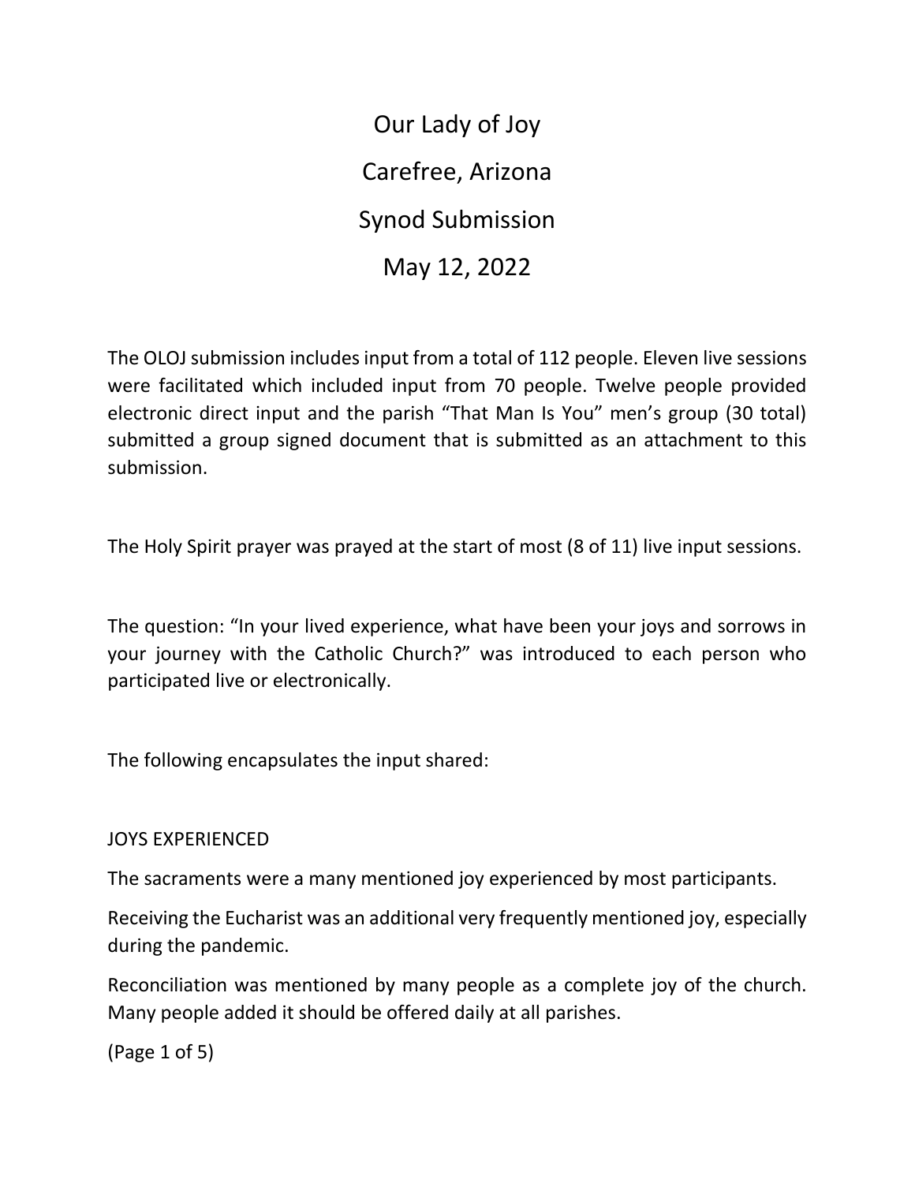# Our Lady of Joy

# Carefree, Arizona

# Synod Submission

# May 12, 2022

The OLOJ submission includes input from a total of 112 people. Eleven live sessions were facilitated which included input from 70 people. Twelve people provided electronic direct input and the parish "That Man Is You" men's group (30 total) submitted a group signed document that is submitted as an attachment to this submission.

The Holy Spirit prayer was prayed at the start of most (8 of 11) live input sessions.

The question: "In your lived experience, what have been your joys and sorrows in your journey with the Catholic Church?" was introduced to each person who participated live or electronically.

The following encapsulates the input shared:

## JOYS EXPERIENCED

The sacraments were a many mentioned joy experienced by most participants.

Receiving the Eucharist was an additional very frequently mentioned joy, especially during the pandemic.

Reconciliation was mentioned by many people as a complete joy of the church. Many people added it should be offered daily at all parishes.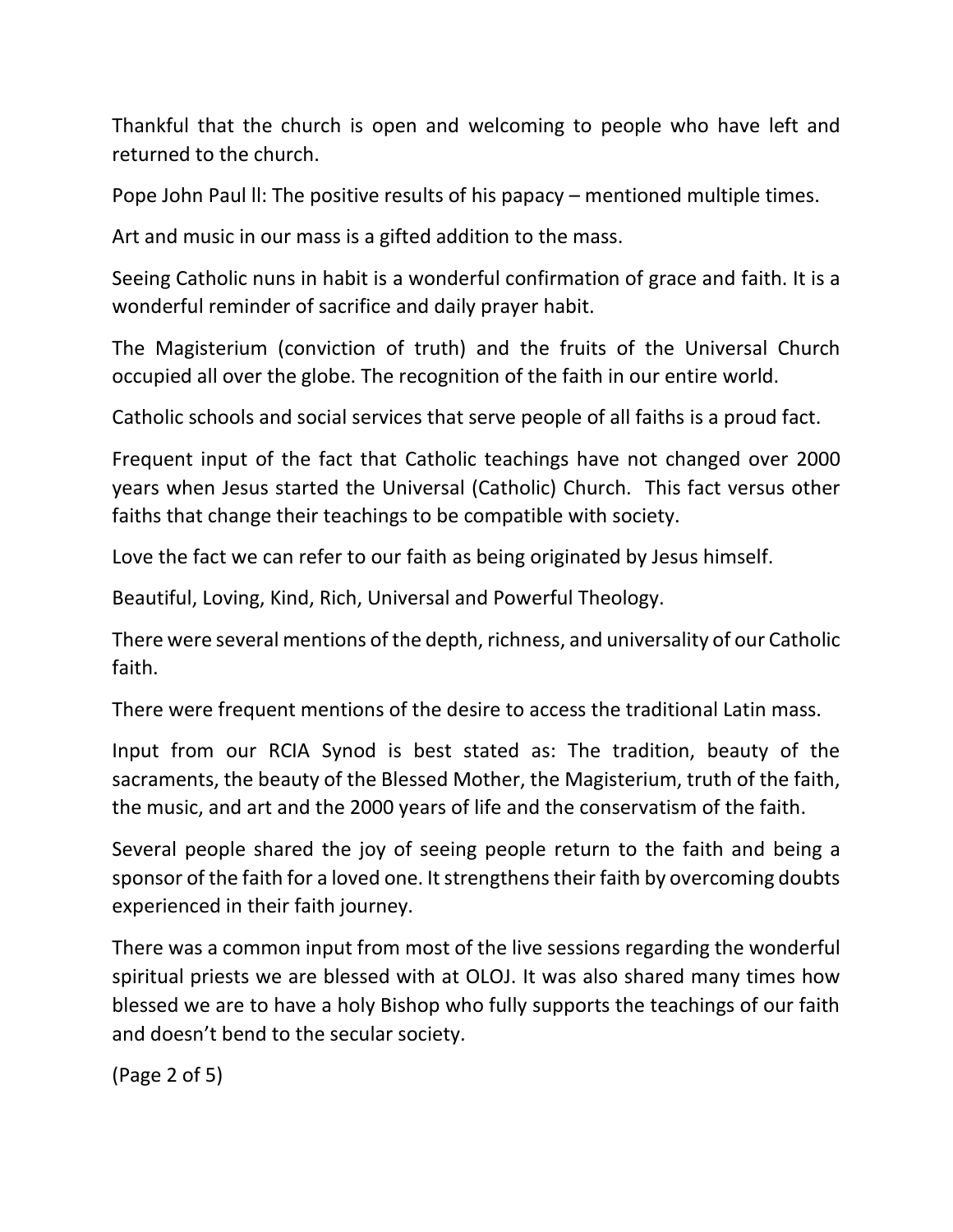Thankful that the church is open and welcoming to people who have left and returned to the church.

Pope John Paul ll: The positive results of his papacy – mentioned multiple times.

Art and music in our mass is a gifted addition to the mass.

Seeing Catholic nuns in habit is a wonderful confirmation of grace and faith. It is a wonderful reminder of sacrifice and daily prayer habit.

The Magisterium (conviction of truth) and the fruits of the Universal Church occupied all over the globe. The recognition of the faith in our entire world.

Catholic schools and social services that serve people of all faiths is a proud fact.

Frequent input of the fact that Catholic teachings have not changed over 2000 years when Jesus started the Universal (Catholic) Church. This fact versus other faiths that change their teachings to be compatible with society.

Love the fact we can refer to our faith as being originated by Jesus himself.

Beautiful, Loving, Kind, Rich, Universal and Powerful Theology.

There were several mentions of the depth, richness, and universality of our Catholic faith.

There were frequent mentions of the desire to access the traditional Latin mass.

Input from our RCIA Synod is best stated as: The tradition, beauty of the sacraments, the beauty of the Blessed Mother, the Magisterium, truth of the faith, the music, and art and the 2000 years of life and the conservatism of the faith.

Several people shared the joy of seeing people return to the faith and being a sponsor of the faith for a loved one. It strengthens their faith by overcoming doubts experienced in their faith journey.

There was a common input from most of the live sessions regarding the wonderful spiritual priests we are blessed with at OLOJ. It was also shared many times how blessed we are to have a holy Bishop who fully supports the teachings of our faith and doesn't bend to the secular society.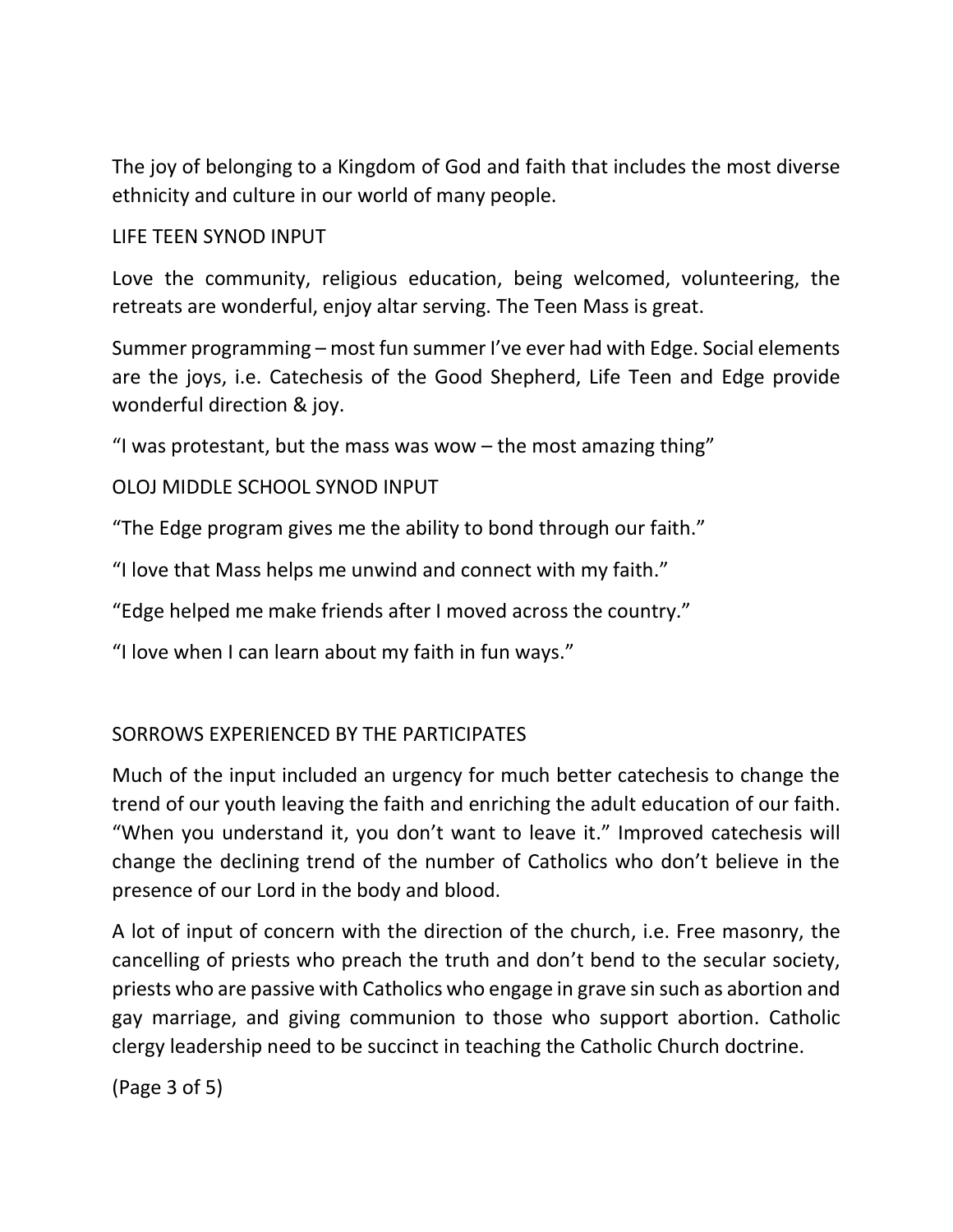The joy of belonging to a Kingdom of God and faith that includes the most diverse ethnicity and culture in our world of many people.

LIFE TEEN SYNOD INPUT

Love the community, religious education, being welcomed, volunteering, the retreats are wonderful, enjoy altar serving. The Teen Mass is great.

Summer programming – most fun summer I've ever had with Edge. Social elements are the joys, i.e. Catechesis of the Good Shepherd, Life Teen and Edge provide wonderful direction & joy.

"I was protestant, but the mass was wow – the most amazing thing"

OLOJ MIDDLE SCHOOL SYNOD INPUT

"The Edge program gives me the ability to bond through our faith."

"I love that Mass helps me unwind and connect with my faith."

"Edge helped me make friends after I moved across the country."

"I love when I can learn about my faith in fun ways."

SORROWS EXPERIENCED BY THE PARTICIPATES

Much of the input included an urgency for much better catechesis to change the trend of our youth leaving the faith and enriching the adult education of our faith. "When you understand it, you don't want to leave it." Improved catechesis will change the declining trend of the number of Catholics who don't believe in the presence of our Lord in the body and blood.

A lot of input of concern with the direction of the church, i.e. Free masonry, the cancelling of priests who preach the truth and don't bend to the secular society, priests who are passive with Catholics who engage in grave sin such as abortion and gay marriage, and giving communion to those who support abortion. Catholic clergy leadership need to be succinct in teaching the Catholic Church doctrine.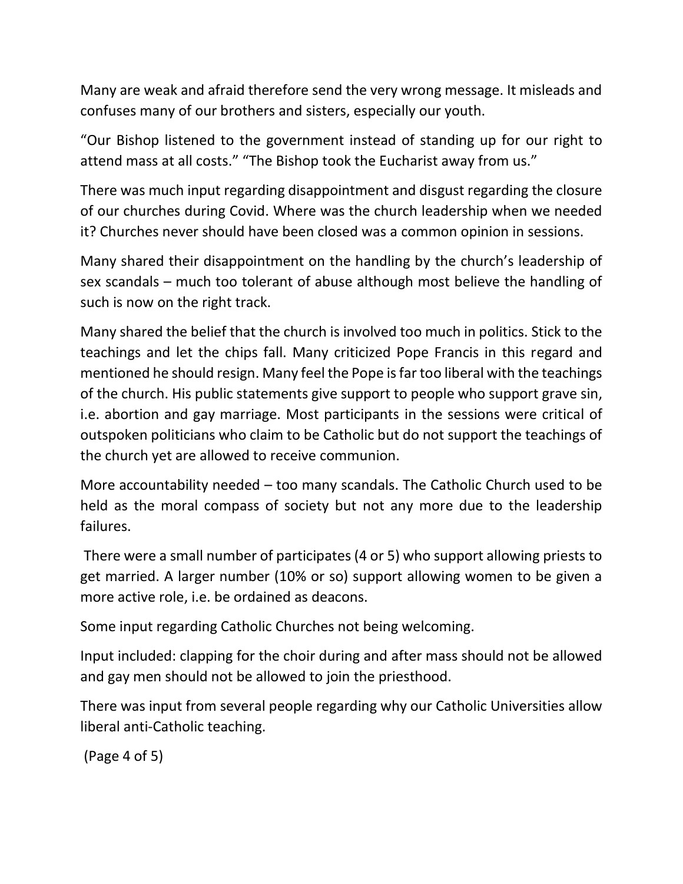Many are weak and afraid therefore send the very wrong message. It misleads and confuses many of our brothers and sisters, especially our youth.

"Our Bishop listened to the government instead of standing up for our right to attend mass at all costs." "The Bishop took the Eucharist away from us."

There was much input regarding disappointment and disgust regarding the closure of our churches during Covid. Where was the church leadership when we needed it? Churches never should have been closed was a common opinion in sessions.

Many shared their disappointment on the handling by the church's leadership of sex scandals – much too tolerant of abuse although most believe the handling of such is now on the right track.

Many shared the belief that the church is involved too much in politics. Stick to the teachings and let the chips fall. Many criticized Pope Francis in this regard and mentioned he should resign. Many feel the Pope is far too liberal with the teachings of the church. His public statements give support to people who support grave sin, i.e. abortion and gay marriage. Most participants in the sessions were critical of outspoken politicians who claim to be Catholic but do not support the teachings of the church yet are allowed to receive communion.

More accountability needed – too many scandals. The Catholic Church used to be held as the moral compass of society but not any more due to the leadership failures.

There were a small number of participates (4 or 5) who support allowing priests to get married. A larger number (10% or so) support allowing women to be given a more active role, i.e. be ordained as deacons.

Some input regarding Catholic Churches not being welcoming.

Input included: clapping for the choir during and after mass should not be allowed and gay men should not be allowed to join the priesthood.

There was input from several people regarding why our Catholic Universities allow liberal anti-Catholic teaching.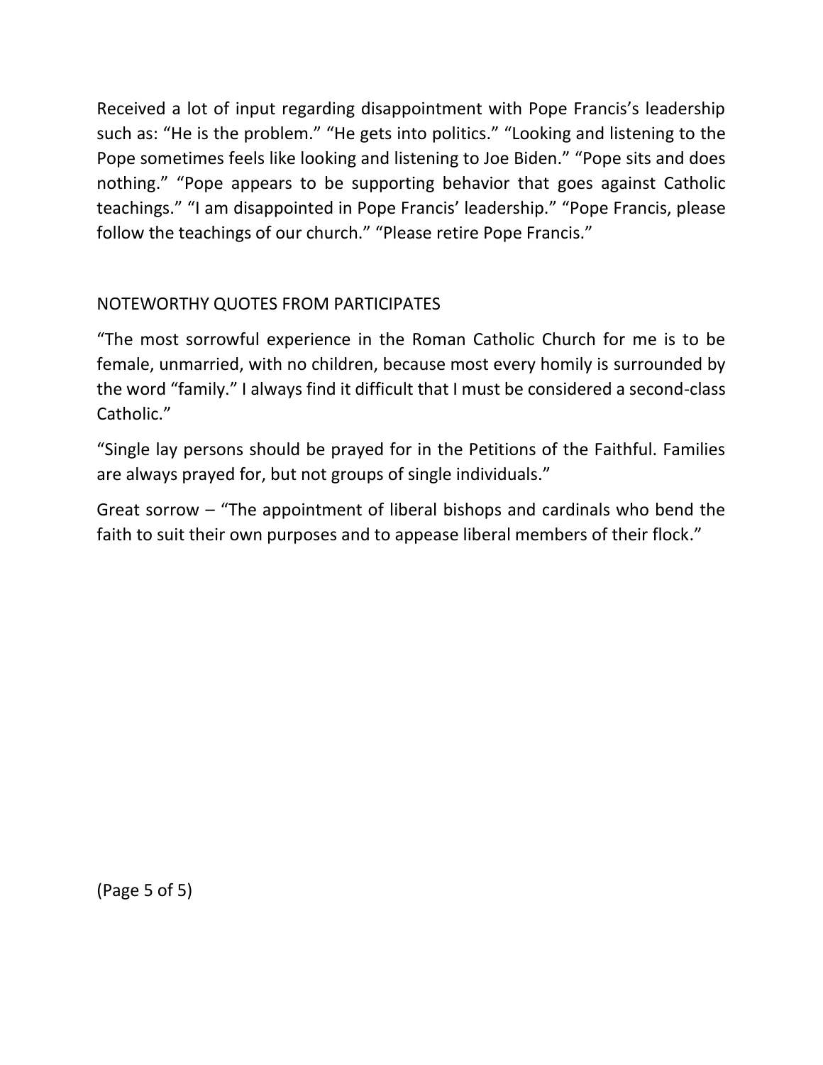Received a lot of input regarding disappointment with Pope Francis's leadership such as: "He is the problem." "He gets into politics." "Looking and listening to the Pope sometimes feels like looking and listening to Joe Biden." "Pope sits and does nothing." "Pope appears to be supporting behavior that goes against Catholic teachings." "I am disappointed in Pope Francis' leadership." "Pope Francis, please follow the teachings of our church." "Please retire Pope Francis."

## NOTEWORTHY QUOTES FROM PARTICIPATES

"The most sorrowful experience in the Roman Catholic Church for me is to be female, unmarried, with no children, because most every homily is surrounded by the word "family." I always find it difficult that I must be considered a second-class Catholic."

"Single lay persons should be prayed for in the Petitions of the Faithful. Families are always prayed for, but not groups of single individuals."

Great sorrow – "The appointment of liberal bishops and cardinals who bend the faith to suit their own purposes and to appease liberal members of their flock."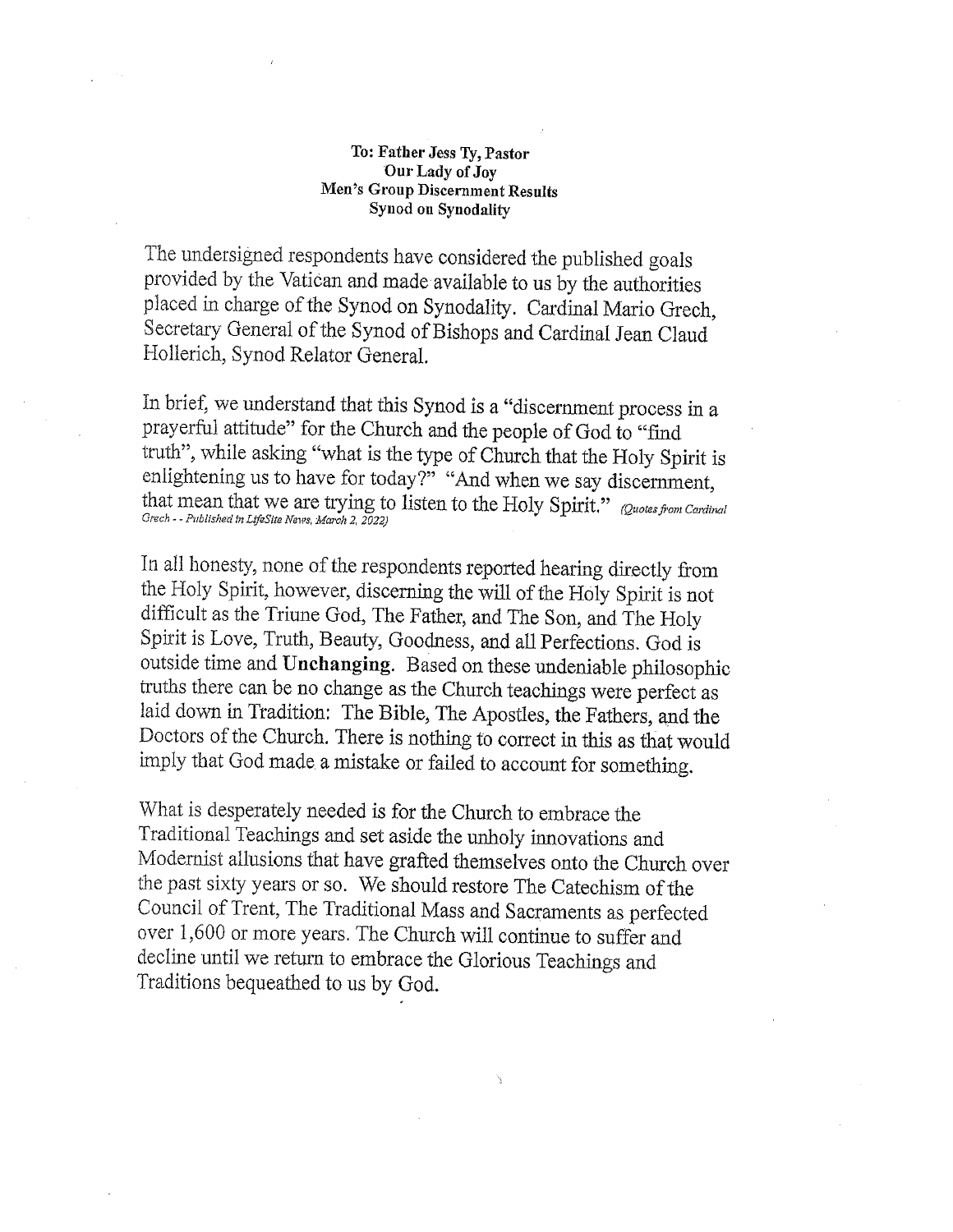**To: Father Jess Ty, Pastor**
**Our Lady of Joy**
**Men's Group Discernment Results**
**Synod on Synodality**

The undersigned respondents have considered the published goals provided by the Vatican and made available to us by the authorities placed in charge of the Synod on Synodality. Cardinal Mario Grech, Secretary General of the Synod of Bishops and Cardinal Jean Claud Hollerich, Synod Relator General.

In brief, we understand that this Synod is a "discernment process in a prayerful attitude" for the Church and the people of God to "find truth", while asking "what is the type of Church that the Holy Spirit is enlightening us to have for today?" "And when we say discernment, that mean that we are trying to listen to the Holy Spirit." *(Quotes from Cardinal Grech - - Published in LifeSite News, March 2, 2022)*

In all honesty, none of the respondents reported hearing directly from the Holy Spirit, however, discerning the will of the Holy Spirit is not difficult as the Triune God, The Father, and The Son, and The Holy Spirit is Love, Truth, Beauty, Goodness, and all Perfections. God is outside time and **Unchanging.** Based on these undeniable philosophic truths there can be no change as the Church teachings were perfect as laid down in Tradition: The Bible, The Apostles, the Fathers, and the Doctors of the Church. There is nothing to correct in this as that would imply that God made a mistake or failed to account for something.

What is desperately needed is for the Church to embrace the Traditional Teachings and set aside the unholy innovations and Modernist allusions that have grafted themselves onto the Church over the past sixty years or so. We should restore The Catechism of the Council of Trent, The Traditional Mass and Sacraments as perfected over 1,600 or more years. The Church will continue to suffer and decline until we return to embrace the Glorious Teachings and Traditions bequeathed to us by God.